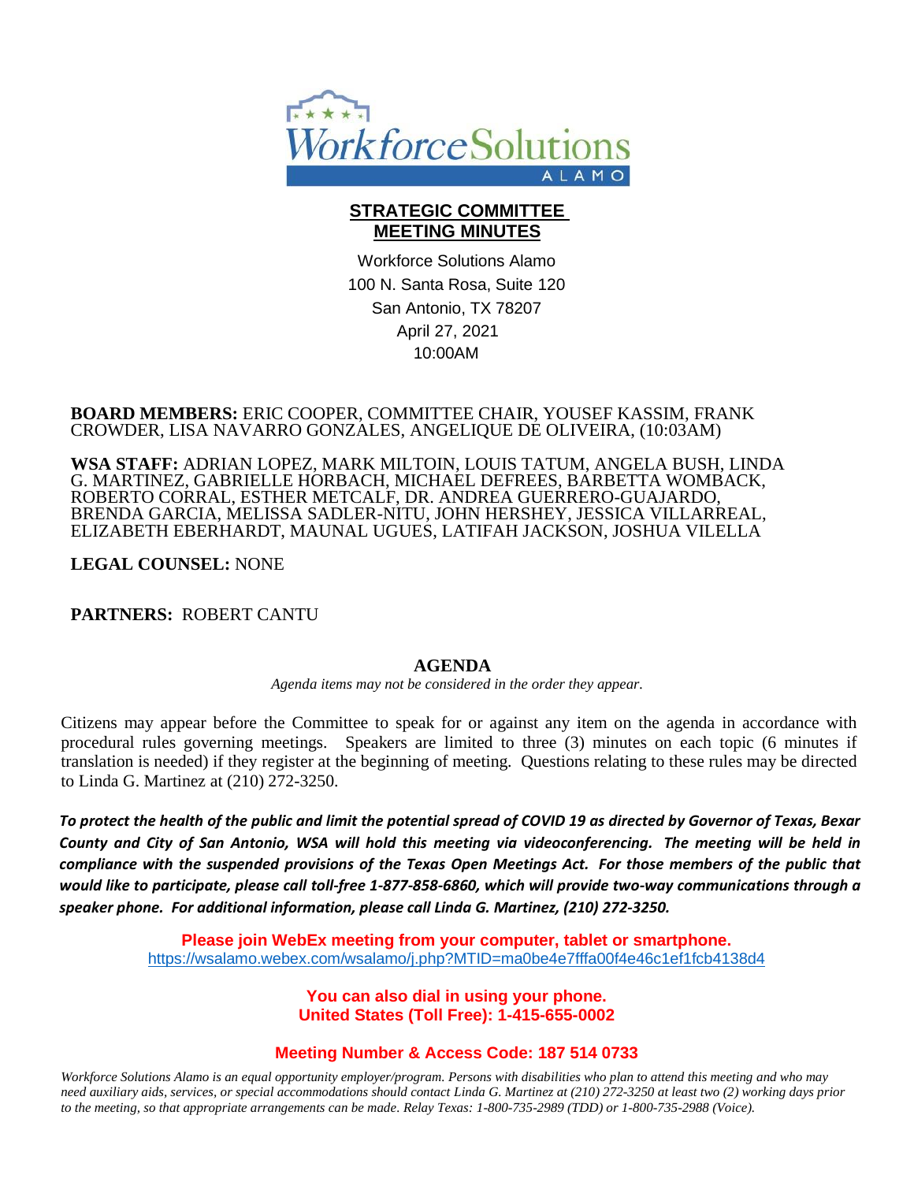# STRATEGIC COMMITTEE MEETING MINUTES

Workforce Solutions Alamo
100 N. Santa Rosa, Suite 120
San Antonio, TX 78207
April 27, 2021
10:00AM

**BOARD MEMBERS:** ERIC COOPER, COMMITTEE CHAIR, YOUSEF KASSIM, FRANK CROWDER, LISA NAVARRO GONZALES, ANGELIQUE DE OLIVEIRA, (10:03AM)

**WSA STAFF:** ADRIAN LOPEZ, MARK MILTOIN, LOUIS TATUM, ANGELA BUSH, LINDA G. MARTINEZ, GABRIELLE HORBACH, MICHAEL DEFREES, BARBETTA WOMBACK, ROBERTO CORRAL, ESTHER METCALF, DR. ANDREA GUERRERO-GUAJARDO, BRENDA GARCIA, MELISSA SADLER-NITU, JOHN HERSHEY, JESSICA VILLARREAL, ELIZABETH EBERHARDT, MAUNAL UGUES, LATIFAH JACKSON, JOSHUA VILELLA

**LEGAL COUNSEL:** NONE

**PARTNERS:** ROBERT CANTU

## AGENDA

*Agenda items may not be considered in the order they appear.*

Citizens may appear before the Committee to speak for or against any item on the agenda in accordance with procedural rules governing meetings. Speakers are limited to three (3) minutes on each topic (6 minutes if translation is needed) if they register at the beginning of meeting. Questions relating to these rules may be directed to Linda G. Martinez at (210) 272-3250.

***To protect the health of the public and limit the potential spread of COVID 19 as directed by Governor of Texas, Bexar County and City of San Antonio, WSA will hold this meeting via videoconferencing. The meeting will be held in compliance with the suspended provisions of the Texas Open Meetings Act. For those members of the public that would like to participate, please call toll-free 1-877-858-6860, which will provide two-way communications through a speaker phone. For additional information, please call Linda G. Martinez, (210) 272-3250.***

**Please join WebEx meeting from your computer, tablet or smartphone.**
https://wsalamo.webex.com/wsalamo/j.php?MTID=ma0be4e7fffa00f4e46c1ef1fcb4138d4

**You can also dial in using your phone.**
**United States (Toll Free): 1-415-655-0002**

**Meeting Number & Access Code: 187 514 0733**

*Workforce Solutions Alamo is an equal opportunity employer/program. Persons with disabilities who plan to attend this meeting and who may need auxiliary aids, services, or special accommodations should contact Linda G. Martinez at (210) 272-3250 at least two (2) working days prior to the meeting, so that appropriate arrangements can be made. Relay Texas: 1-800-735-2989 (TDD) or 1-800-735-2988 (Voice).*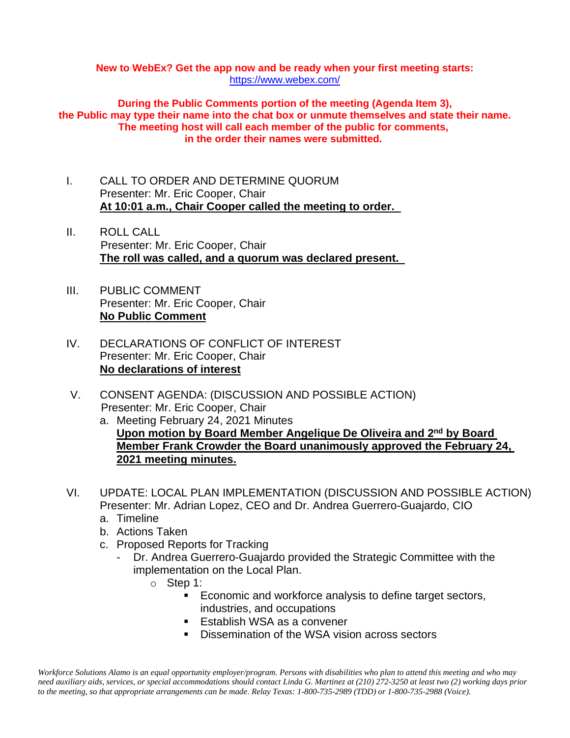**New to WebEx? Get the app now and be ready when your first meeting starts:**
[https://www.webex.com/](https://www.webex.com/)

**During the Public Comments portion of the meeting (Agenda Item 3), the Public may type their name into the chat box or unmute themselves and state their name. The meeting host will call each member of the public for comments, in the order their names were submitted.**

I. CALL TO ORDER AND DETERMINE QUORUM
Presenter: Mr. Eric Cooper, Chair
**At 10:01 a.m., Chair Cooper called the meeting to order.**

II. ROLL CALL
Presenter: Mr. Eric Cooper, Chair
**The roll was called, and a quorum was declared present.**

III. PUBLIC COMMENT
Presenter: Mr. Eric Cooper, Chair
**No Public Comment**

IV. DECLARATIONS OF CONFLICT OF INTEREST
Presenter: Mr. Eric Cooper, Chair
**No declarations of interest**

V. CONSENT AGENDA: (DISCUSSION AND POSSIBLE ACTION)
Presenter: Mr. Eric Cooper, Chair

a. Meeting February 24, 2021 Minutes
**Upon motion by Board Member Angelique De Oliveira and 2nd by Board Member Frank Crowder the Board unanimously approved the February 24, 2021 meeting minutes.**

VI. UPDATE: LOCAL PLAN IMPLEMENTATION (DISCUSSION AND POSSIBLE ACTION)
Presenter: Mr. Adrian Lopez, CEO and Dr. Andrea Guerrero-Guajardo, CIO

a. Timeline
b. Actions Taken
c. Proposed Reports for Tracking
   - Dr. Andrea Guerrero-Guajardo provided the Strategic Committee with the implementation on the Local Plan.
     - Step 1:
       - Economic and workforce analysis to define target sectors, industries, and occupations
       - Establish WSA as a convener
       - Dissemination of the WSA vision across sectors

*Workforce Solutions Alamo is an equal opportunity employer/program. Persons with disabilities who plan to attend this meeting and who may need auxiliary aids, services, or special accommodations should contact Linda G. Martinez at (210) 272-3250 at least two (2) working days prior to the meeting, so that appropriate arrangements can be made. Relay Texas: 1-800-735-2989 (TDD) or 1-800-735-2988 (Voice).*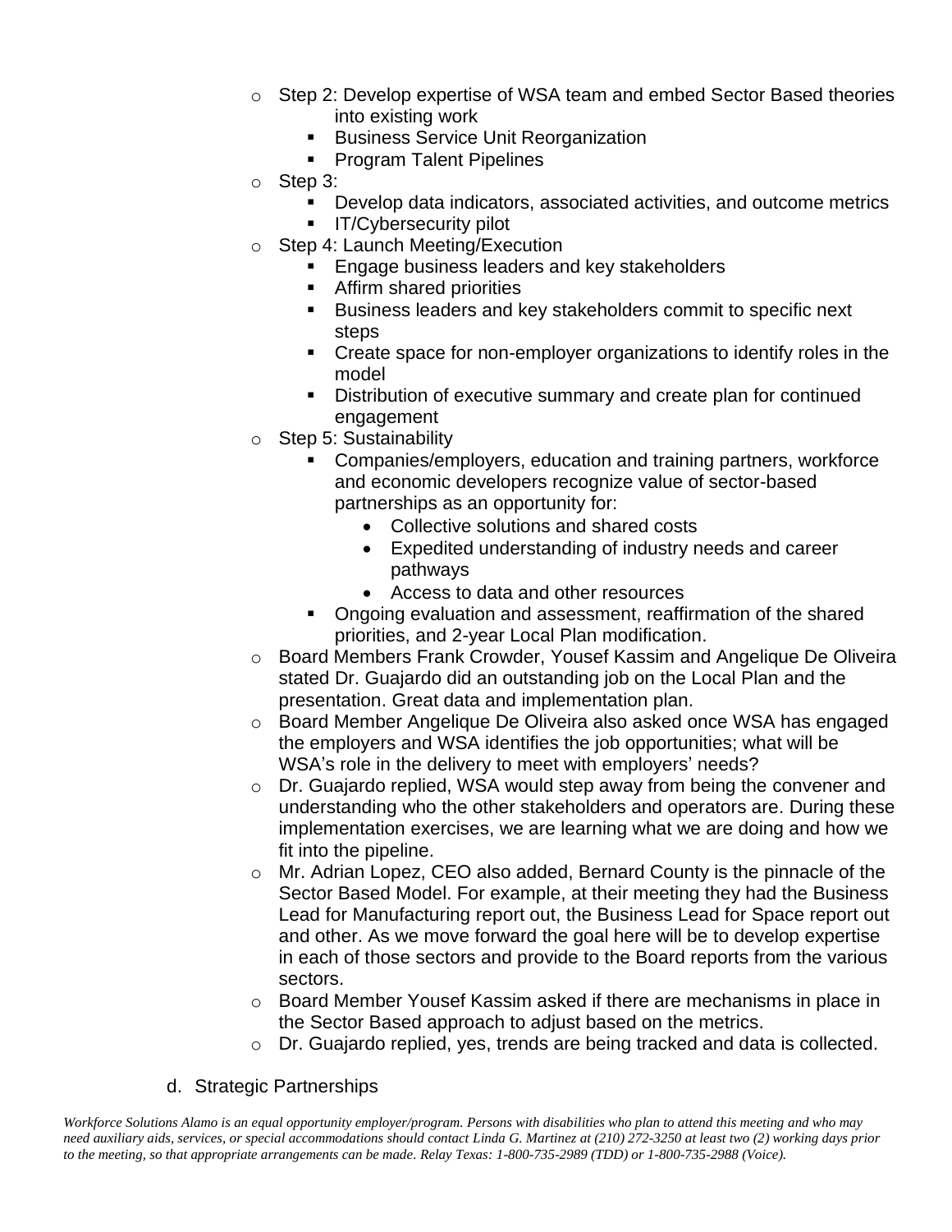- Step 2: Develop expertise of WSA team and embed Sector Based theories into existing work
  - Business Service Unit Reorganization
  - Program Talent Pipelines
- Step 3:
  - Develop data indicators, associated activities, and outcome metrics
  - IT/Cybersecurity pilot
- Step 4: Launch Meeting/Execution
  - Engage business leaders and key stakeholders
  - Affirm shared priorities
  - Business leaders and key stakeholders commit to specific next steps
  - Create space for non-employer organizations to identify roles in the model
  - Distribution of executive summary and create plan for continued engagement
- Step 5: Sustainability
  - Companies/employers, education and training partners, workforce and economic developers recognize value of sector-based partnerships as an opportunity for:
    - Collective solutions and shared costs
    - Expedited understanding of industry needs and career pathways
    - Access to data and other resources
  - Ongoing evaluation and assessment, reaffirmation of the shared priorities, and 2-year Local Plan modification.
- Board Members Frank Crowder, Yousef Kassim and Angelique De Oliveira stated Dr. Guajardo did an outstanding job on the Local Plan and the presentation. Great data and implementation plan.
- Board Member Angelique De Oliveira also asked once WSA has engaged the employers and WSA identifies the job opportunities; what will be WSA's role in the delivery to meet with employers' needs?
- Dr. Guajardo replied, WSA would step away from being the convener and understanding who the other stakeholders and operators are. During these implementation exercises, we are learning what we are doing and how we fit into the pipeline.
- Mr. Adrian Lopez, CEO also added, Bernard County is the pinnacle of the Sector Based Model. For example, at their meeting they had the Business Lead for Manufacturing report out, the Business Lead for Space report out and other. As we move forward the goal here will be to develop expertise in each of those sectors and provide to the Board reports from the various sectors.
- Board Member Yousef Kassim asked if there are mechanisms in place in the Sector Based approach to adjust based on the metrics.
- Dr. Guajardo replied, yes, trends are being tracked and data is collected.

d. Strategic Partnerships

*Workforce Solutions Alamo is an equal opportunity employer/program. Persons with disabilities who plan to attend this meeting and who may need auxiliary aids, services, or special accommodations should contact Linda G. Martinez at (210) 272-3250 at least two (2) working days prior to the meeting, so that appropriate arrangements can be made. Relay Texas: 1-800-735-2989 (TDD) or 1-800-735-2988 (Voice).*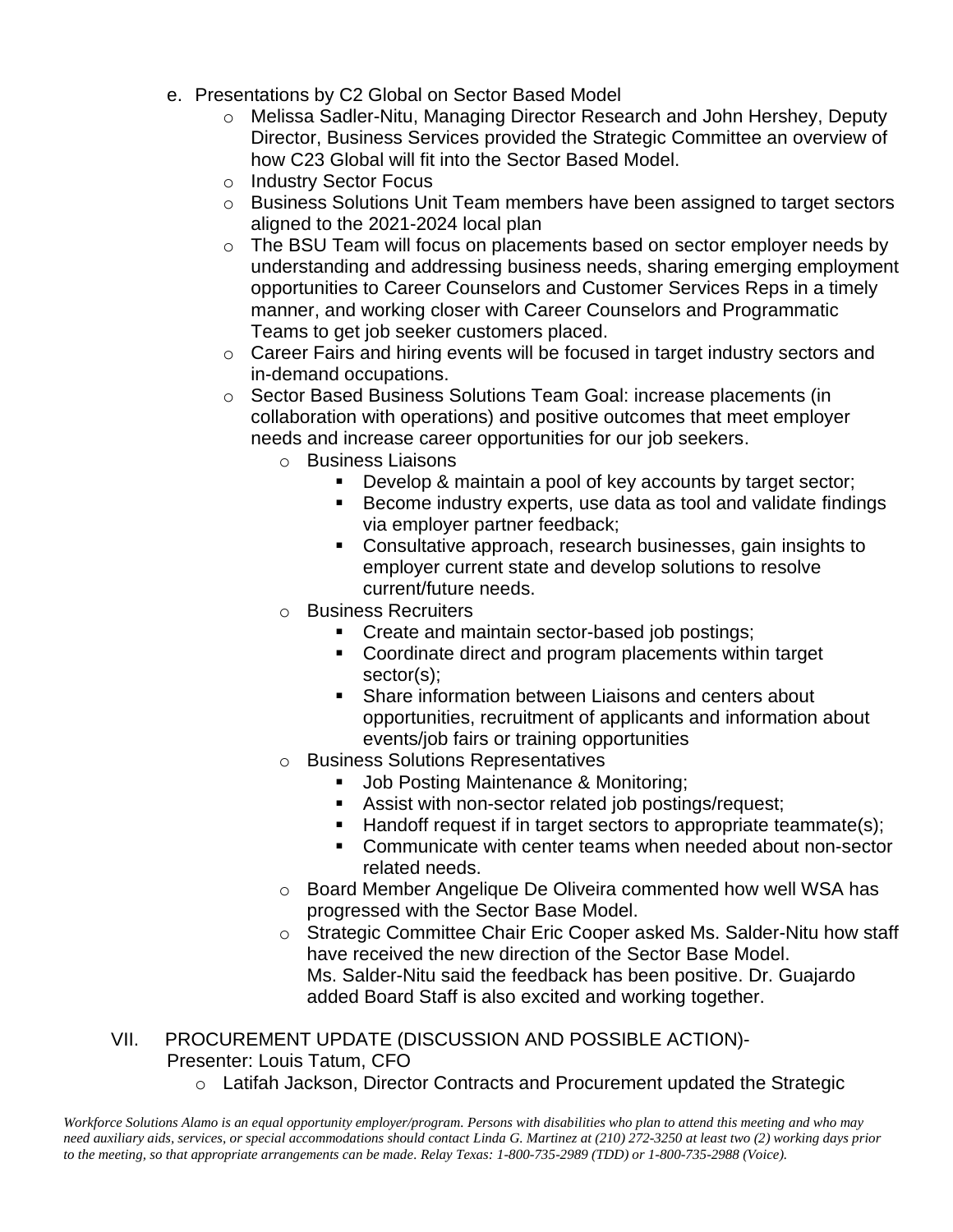e. Presentations by C2 Global on Sector Based Model
   - Melissa Sadler-Nitu, Managing Director Research and John Hershey, Deputy Director, Business Services provided the Strategic Committee an overview of how C23 Global will fit into the Sector Based Model.
   - Industry Sector Focus
   - Business Solutions Unit Team members have been assigned to target sectors aligned to the 2021-2024 local plan
   - The BSU Team will focus on placements based on sector employer needs by understanding and addressing business needs, sharing emerging employment opportunities to Career Counselors and Customer Services Reps in a timely manner, and working closer with Career Counselors and Programmatic Teams to get job seeker customers placed.
   - Career Fairs and hiring events will be focused in target industry sectors and in-demand occupations.
   - Sector Based Business Solutions Team Goal: increase placements (in collaboration with operations) and positive outcomes that meet employer needs and increase career opportunities for our job seekers.
     - Business Liaisons
       - Develop & maintain a pool of key accounts by target sector;
       - Become industry experts, use data as tool and validate findings via employer partner feedback;
       - Consultative approach, research businesses, gain insights to employer current state and develop solutions to resolve current/future needs.
     - Business Recruiters
       - Create and maintain sector-based job postings;
       - Coordinate direct and program placements within target sector(s);
       - Share information between Liaisons and centers about opportunities, recruitment of applicants and information about events/job fairs or training opportunities
     - Business Solutions Representatives
       - Job Posting Maintenance & Monitoring;
       - Assist with non-sector related job postings/request;
       - Handoff request if in target sectors to appropriate teammate(s);
       - Communicate with center teams when needed about non-sector related needs.
     - Board Member Angelique De Oliveira commented how well WSA has progressed with the Sector Base Model.
     - Strategic Committee Chair Eric Cooper asked Ms. Salder-Nitu how staff have received the new direction of the Sector Base Model. Ms. Salder-Nitu said the feedback has been positive. Dr. Guajardo added Board Staff is also excited and working together.

VII. PROCUREMENT UPDATE (DISCUSSION AND POSSIBLE ACTION)-
Presenter: Louis Tatum, CFO
   - Latifah Jackson, Director Contracts and Procurement updated the Strategic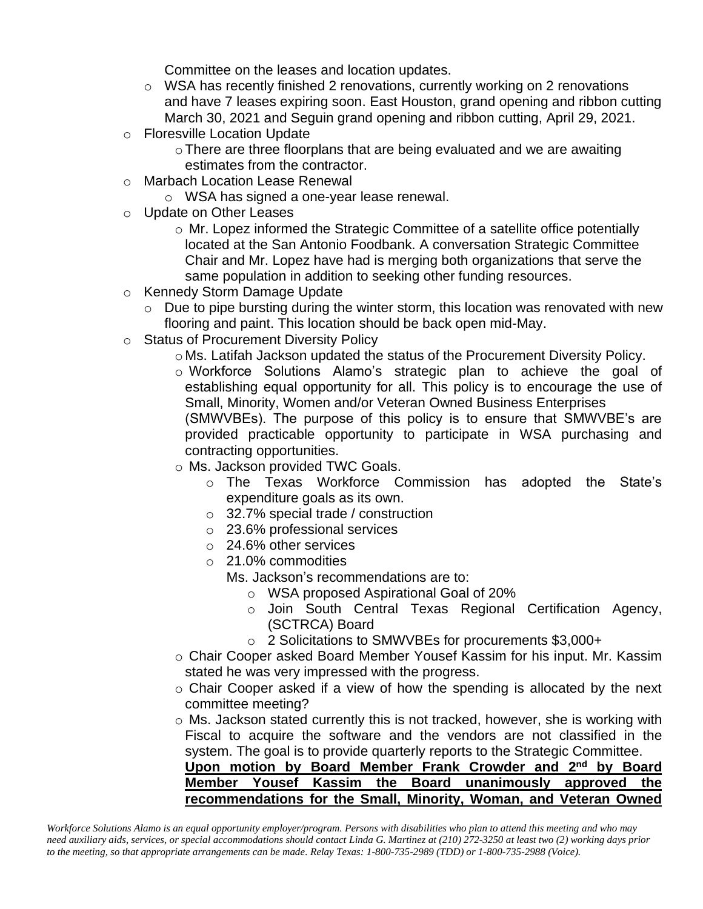Committee on the leases and location updates.

  - WSA has recently finished 2 renovations, currently working on 2 renovations and have 7 leases expiring soon. East Houston, grand opening and ribbon cutting March 30, 2021 and Seguin grand opening and ribbon cutting, April 29, 2021.

- Floresville Location Update
  - There are three floorplans that are being evaluated and we are awaiting estimates from the contractor.
- Marbach Location Lease Renewal
  - WSA has signed a one-year lease renewal.
- Update on Other Leases
  - Mr. Lopez informed the Strategic Committee of a satellite office potentially located at the San Antonio Foodbank. A conversation Strategic Committee Chair and Mr. Lopez have had is merging both organizations that serve the same population in addition to seeking other funding resources.
- Kennedy Storm Damage Update
  - Due to pipe bursting during the winter storm, this location was renovated with new flooring and paint. This location should be back open mid-May.
- Status of Procurement Diversity Policy
  - Ms. Latifah Jackson updated the status of the Procurement Diversity Policy.
  - Workforce Solutions Alamo's strategic plan to achieve the goal of establishing equal opportunity for all. This policy is to encourage the use of Small, Minority, Women and/or Veteran Owned Business Enterprises (SMWVBEs). The purpose of this policy is to ensure that SMWVBE's are provided practicable opportunity to participate in WSA purchasing and contracting opportunities.
  - Ms. Jackson provided TWC Goals.
    - The Texas Workforce Commission has adopted the State's expenditure goals as its own.
    - 32.7% special trade / construction
    - 23.6% professional services
    - 24.6% other services
    - 21.0% commodities

      Ms. Jackson's recommendations are to:

      - WSA proposed Aspirational Goal of 20%
      - Join South Central Texas Regional Certification Agency, (SCTRCA) Board
      - 2 Solicitations to SMWVBEs for procurements $3,000+
  - Chair Cooper asked Board Member Yousef Kassim for his input. Mr. Kassim stated he was very impressed with the progress.
  - Chair Cooper asked if a view of how the spending is allocated by the next committee meeting?
  - Ms. Jackson stated currently this is not tracked, however, she is working with Fiscal to acquire the software and the vendors are not classified in the system. The goal is to provide quarterly reports to the Strategic Committee.

    **Upon motion by Board Member Frank Crowder and 2nd by Board Member Yousef Kassim the Board unanimously approved the recommendations for the Small, Minority, Woman, and Veteran Owned**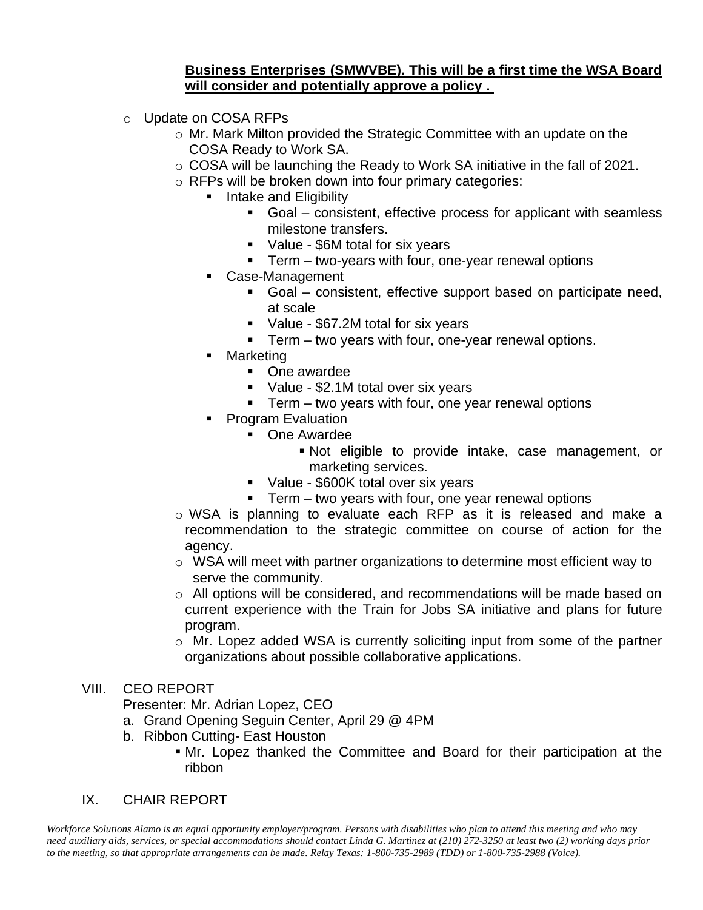**Business Enterprises (SMWVBE). This will be a first time the WSA Board will consider and potentially approve a policy .**

- Update on COSA RFPs
  - Mr. Mark Milton provided the Strategic Committee with an update on the COSA Ready to Work SA.
  - COSA will be launching the Ready to Work SA initiative in the fall of 2021.
  - RFPs will be broken down into four primary categories:
    - Intake and Eligibility
      - Goal – consistent, effective process for applicant with seamless milestone transfers.
      - Value - $6M total for six years
      - Term – two-years with four, one-year renewal options
    - Case-Management
      - Goal – consistent, effective support based on participate need, at scale
      - Value - $67.2M total for six years
      - Term – two years with four, one-year renewal options.
    - Marketing
      - One awardee
      - Value - $2.1M total over six years
      - Term – two years with four, one year renewal options
    - Program Evaluation
      - One Awardee
        - Not eligible to provide intake, case management, or marketing services.
      - Value - $600K total over six years
      - Term – two years with four, one year renewal options
  - WSA is planning to evaluate each RFP as it is released and make a recommendation to the strategic committee on course of action for the agency.
  - WSA will meet with partner organizations to determine most efficient way to serve the community.
  - All options will be considered, and recommendations will be made based on current experience with the Train for Jobs SA initiative and plans for future program.
  - Mr. Lopez added WSA is currently soliciting input from some of the partner organizations about possible collaborative applications.

VIII. CEO REPORT

Presenter: Mr. Adrian Lopez, CEO

a. Grand Opening Seguin Center, April 29 @ 4PM

b. Ribbon Cutting- East Houston

- Mr. Lopez thanked the Committee and Board for their participation at the ribbon

IX. CHAIR REPORT

*Workforce Solutions Alamo is an equal opportunity employer/program. Persons with disabilities who plan to attend this meeting and who may need auxiliary aids, services, or special accommodations should contact Linda G. Martinez at (210) 272-3250 at least two (2) working days prior to the meeting, so that appropriate arrangements can be made. Relay Texas: 1-800-735-2989 (TDD) or 1-800-735-2988 (Voice).*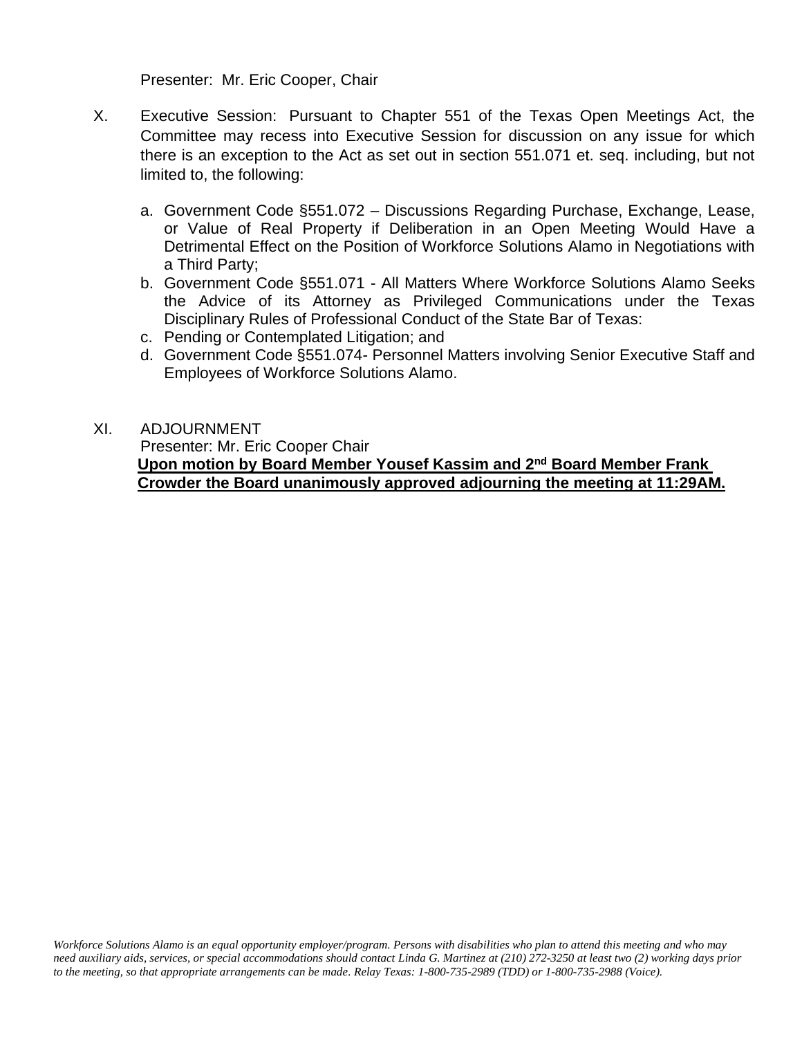Presenter: Mr. Eric Cooper, Chair

X. Executive Session: Pursuant to Chapter 551 of the Texas Open Meetings Act, the Committee may recess into Executive Session for discussion on any issue for which there is an exception to the Act as set out in section 551.071 et. seq. including, but not limited to, the following:

   a. Government Code §551.072 – Discussions Regarding Purchase, Exchange, Lease, or Value of Real Property if Deliberation in an Open Meeting Would Have a Detrimental Effect on the Position of Workforce Solutions Alamo in Negotiations with a Third Party;
   b. Government Code §551.071 - All Matters Where Workforce Solutions Alamo Seeks the Advice of its Attorney as Privileged Communications under the Texas Disciplinary Rules of Professional Conduct of the State Bar of Texas:
   c. Pending or Contemplated Litigation; and
   d. Government Code §551.074- Personnel Matters involving Senior Executive Staff and Employees of Workforce Solutions Alamo.

XI. ADJOURNMENT
Presenter: Mr. Eric Cooper Chair
**Upon motion by Board Member Yousef Kassim and 2nd Board Member Frank Crowder the Board unanimously approved adjourning the meeting at 11:29AM.**

*Workforce Solutions Alamo is an equal opportunity employer/program. Persons with disabilities who plan to attend this meeting and who may need auxiliary aids, services, or special accommodations should contact Linda G. Martinez at (210) 272-3250 at least two (2) working days prior to the meeting, so that appropriate arrangements can be made. Relay Texas: 1-800-735-2989 (TDD) or 1-800-735-2988 (Voice).*